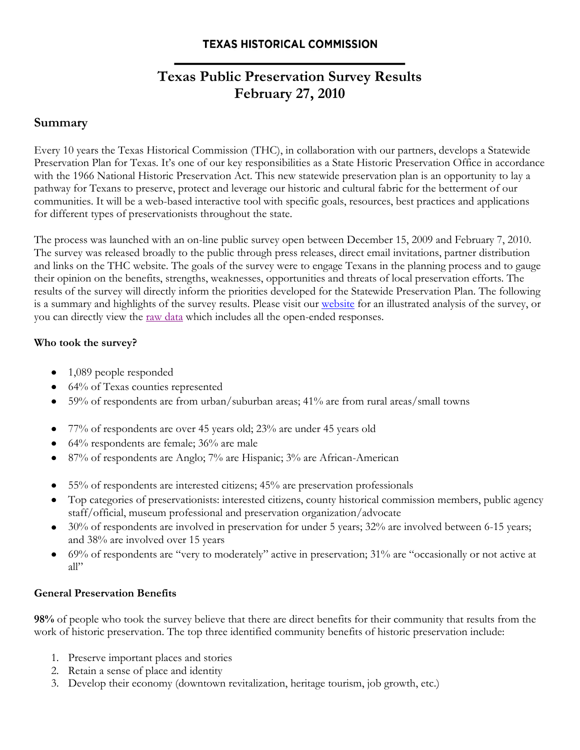**TEXAS HISTORICAL COMMISSION**

# Texas Public Preservation Survey Results
# February 27, 2010

## Summary

Every 10 years the Texas Historical Commission (THC), in collaboration with our partners, develops a Statewide Preservation Plan for Texas. It's one of our key responsibilities as a State Historic Preservation Office in accordance with the 1966 National Historic Preservation Act. This new statewide preservation plan is an opportunity to lay a pathway for Texans to preserve, protect and leverage our historic and cultural fabric for the betterment of our communities. It will be a web-based interactive tool with specific goals, resources, best practices and applications for different types of preservationists throughout the state.

The process was launched with an on-line public survey open between December 15, 2009 and February 7, 2010. The survey was released broadly to the public through press releases, direct email invitations, partner distribution and links on the THC website. The goals of the survey were to engage Texans in the planning process and to gauge their opinion on the benefits, strengths, weaknesses, opportunities and threats of local preservation efforts. The results of the survey will directly inform the priorities developed for the Statewide Preservation Plan. The following is a summary and highlights of the survey results. Please visit our website for an illustrated analysis of the survey, or you can directly view the raw data which includes all the open-ended responses.

### Who took the survey?

- 1,089 people responded
- 64% of Texas counties represented
- 59% of respondents are from urban/suburban areas; 41% are from rural areas/small towns

- 77% of respondents are over 45 years old; 23% are under 45 years old
- 64% respondents are female; 36% are male
- 87% of respondents are Anglo; 7% are Hispanic; 3% are African-American

- 55% of respondents are interested citizens; 45% are preservation professionals
- Top categories of preservationists: interested citizens, county historical commission members, public agency staff/official, museum professional and preservation organization/advocate
- 30% of respondents are involved in preservation for under 5 years; 32% are involved between 6-15 years; and 38% are involved over 15 years
- 69% of respondents are "very to moderately" active in preservation; 31% are "occasionally or not active at all"

### General Preservation Benefits

**98%** of people who took the survey believe that there are direct benefits for their community that results from the work of historic preservation. The top three identified community benefits of historic preservation include:

1. Preserve important places and stories
2. Retain a sense of place and identity
3. Develop their economy (downtown revitalization, heritage tourism, job growth, etc.)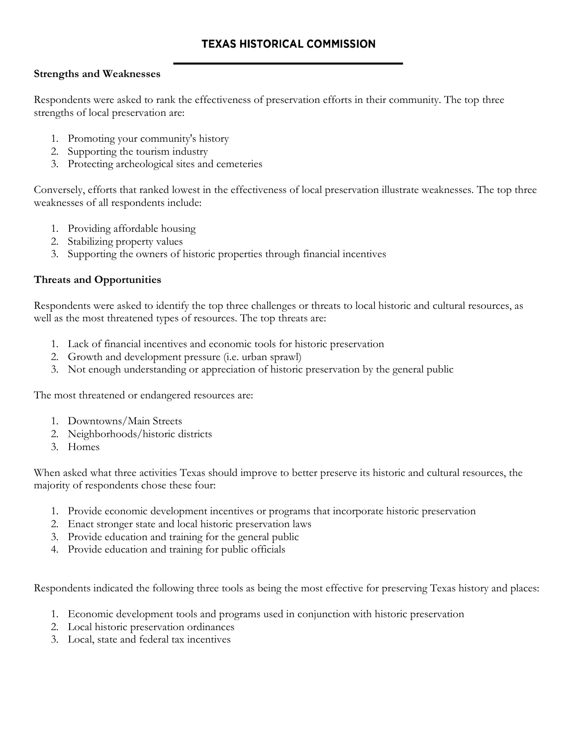### Strengths and Weaknesses

Respondents were asked to rank the effectiveness of preservation efforts in their community. The top three strengths of local preservation are:

1. Promoting your community's history
2. Supporting the tourism industry
3. Protecting archeological sites and cemeteries

Conversely, efforts that ranked lowest in the effectiveness of local preservation illustrate weaknesses. The top three weaknesses of all respondents include:

1. Providing affordable housing
2. Stabilizing property values
3. Supporting the owners of historic properties through financial incentives

### Threats and Opportunities

Respondents were asked to identify the top three challenges or threats to local historic and cultural resources, as well as the most threatened types of resources. The top threats are:

1. Lack of financial incentives and economic tools for historic preservation
2. Growth and development pressure (i.e. urban sprawl)
3. Not enough understanding or appreciation of historic preservation by the general public

The most threatened or endangered resources are:

1. Downtowns/Main Streets
2. Neighborhoods/historic districts
3. Homes

When asked what three activities Texas should improve to better preserve its historic and cultural resources, the majority of respondents chose these four:

1. Provide economic development incentives or programs that incorporate historic preservation
2. Enact stronger state and local historic preservation laws
3. Provide education and training for the general public
4. Provide education and training for public officials

Respondents indicated the following three tools as being the most effective for preserving Texas history and places:

1. Economic development tools and programs used in conjunction with historic preservation
2. Local historic preservation ordinances
3. Local, state and federal tax incentives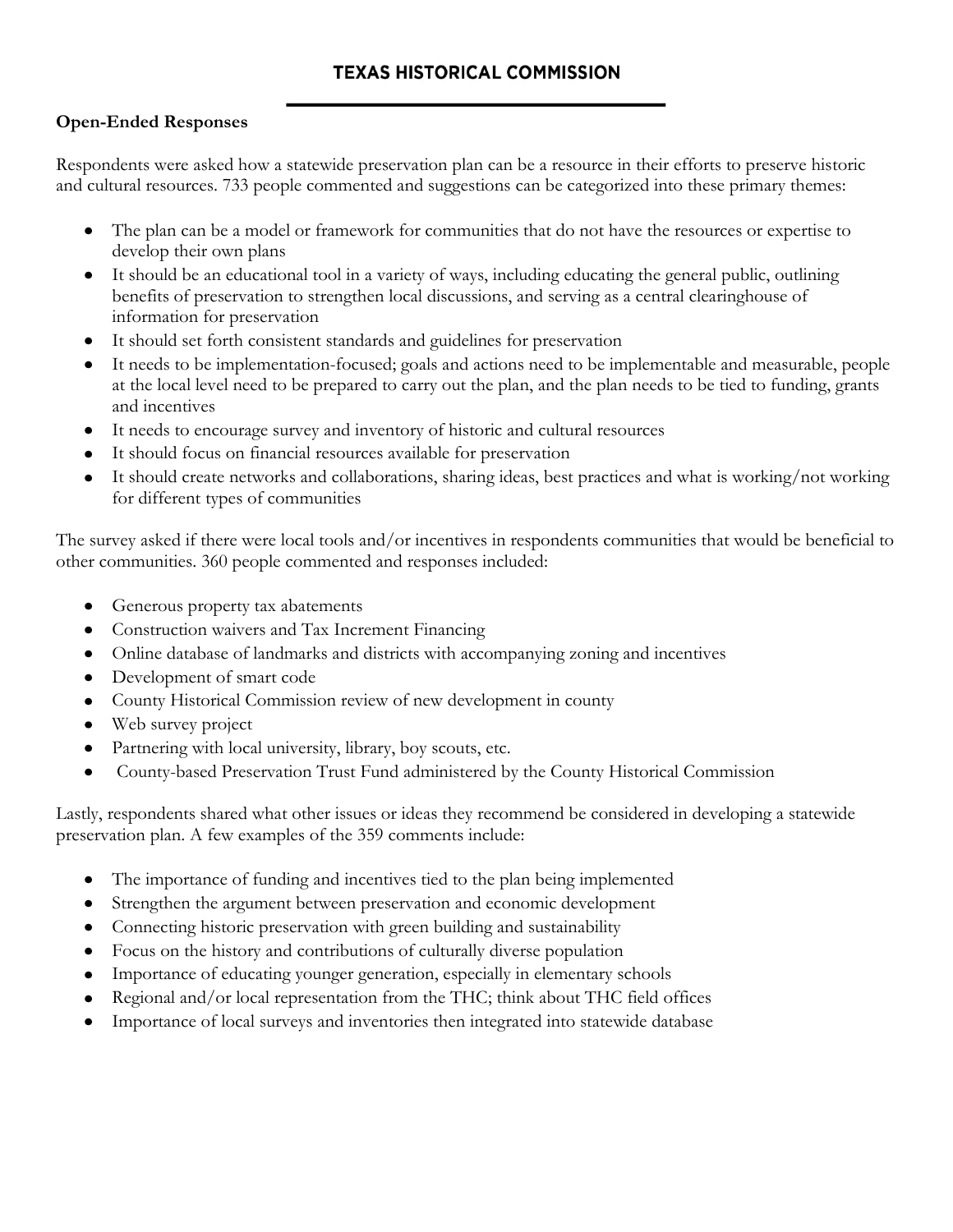**Open-Ended Responses**

Respondents were asked how a statewide preservation plan can be a resource in their efforts to preserve historic and cultural resources. 733 people commented and suggestions can be categorized into these primary themes:

- The plan can be a model or framework for communities that do not have the resources or expertise to develop their own plans
- It should be an educational tool in a variety of ways, including educating the general public, outlining benefits of preservation to strengthen local discussions, and serving as a central clearinghouse of information for preservation
- It should set forth consistent standards and guidelines for preservation
- It needs to be implementation-focused; goals and actions need to be implementable and measurable, people at the local level need to be prepared to carry out the plan, and the plan needs to be tied to funding, grants and incentives
- It needs to encourage survey and inventory of historic and cultural resources
- It should focus on financial resources available for preservation
- It should create networks and collaborations, sharing ideas, best practices and what is working/not working for different types of communities

The survey asked if there were local tools and/or incentives in respondents communities that would be beneficial to other communities. 360 people commented and responses included:

- Generous property tax abatements
- Construction waivers and Tax Increment Financing
- Online database of landmarks and districts with accompanying zoning and incentives
- Development of smart code
- County Historical Commission review of new development in county
- Web survey project
- Partnering with local university, library, boy scouts, etc.
- County-based Preservation Trust Fund administered by the County Historical Commission

Lastly, respondents shared what other issues or ideas they recommend be considered in developing a statewide preservation plan. A few examples of the 359 comments include:

- The importance of funding and incentives tied to the plan being implemented
- Strengthen the argument between preservation and economic development
- Connecting historic preservation with green building and sustainability
- Focus on the history and contributions of culturally diverse population
- Importance of educating younger generation, especially in elementary schools
- Regional and/or local representation from the THC; think about THC field offices
- Importance of local surveys and inventories then integrated into statewide database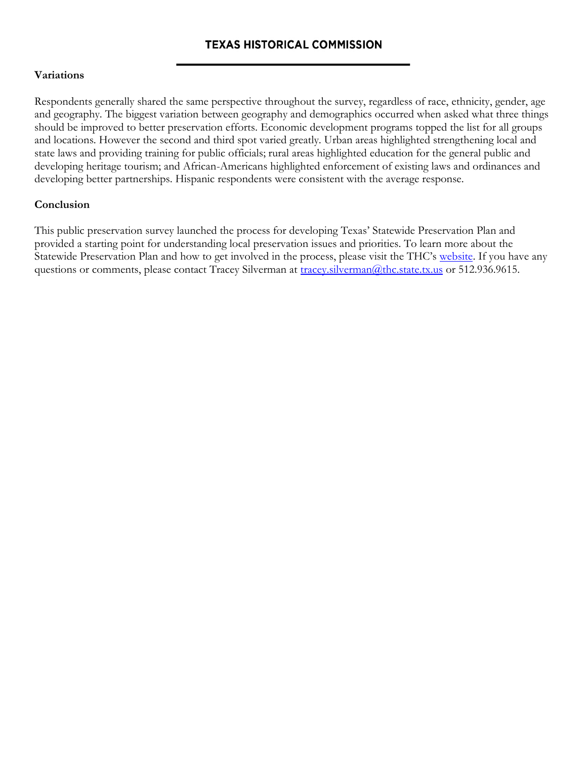### Variations

Respondents generally shared the same perspective throughout the survey, regardless of race, ethnicity, gender, age and geography. The biggest variation between geography and demographics occurred when asked what three things should be improved to better preservation efforts. Economic development programs topped the list for all groups and locations. However the second and third spot varied greatly. Urban areas highlighted strengthening local and state laws and providing training for public officials; rural areas highlighted education for the general public and developing heritage tourism; and African-Americans highlighted enforcement of existing laws and ordinances and developing better partnerships. Hispanic respondents were consistent with the average response.

### Conclusion

This public preservation survey launched the process for developing Texas' Statewide Preservation Plan and provided a starting point for understanding local preservation issues and priorities. To learn more about the Statewide Preservation Plan and how to get involved in the process, please visit the THC's website. If you have any questions or comments, please contact Tracey Silverman at tracey.silverman@thc.state.tx.us or 512.936.9615.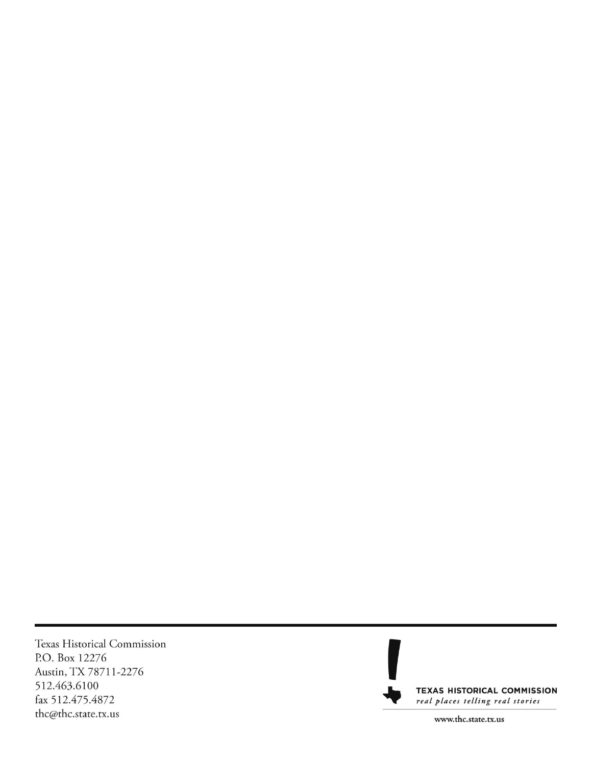Texas Historical Commission
P.O. Box 12276
Austin, TX 78711-2276
512.463.6100
fax 512.475.4872
thc@thc.state.tx.us

TEXAS HISTORICAL COMMISSION
*real places telling real stories*

www.thc.state.tx.us